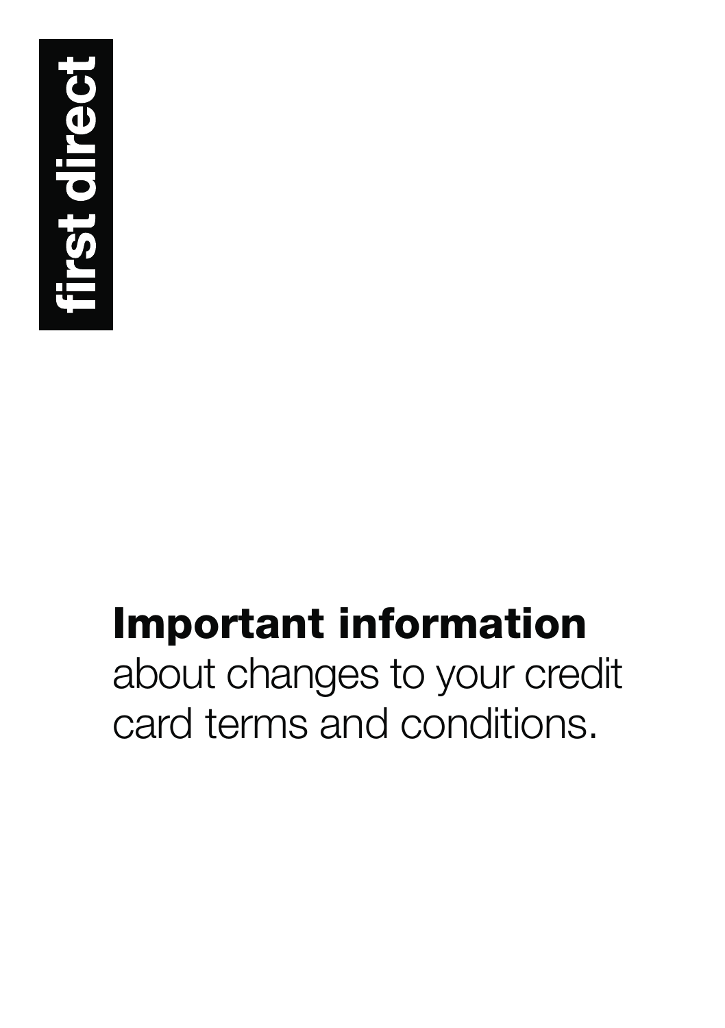first direct

# Important information

about changes to your credit card terms and conditions.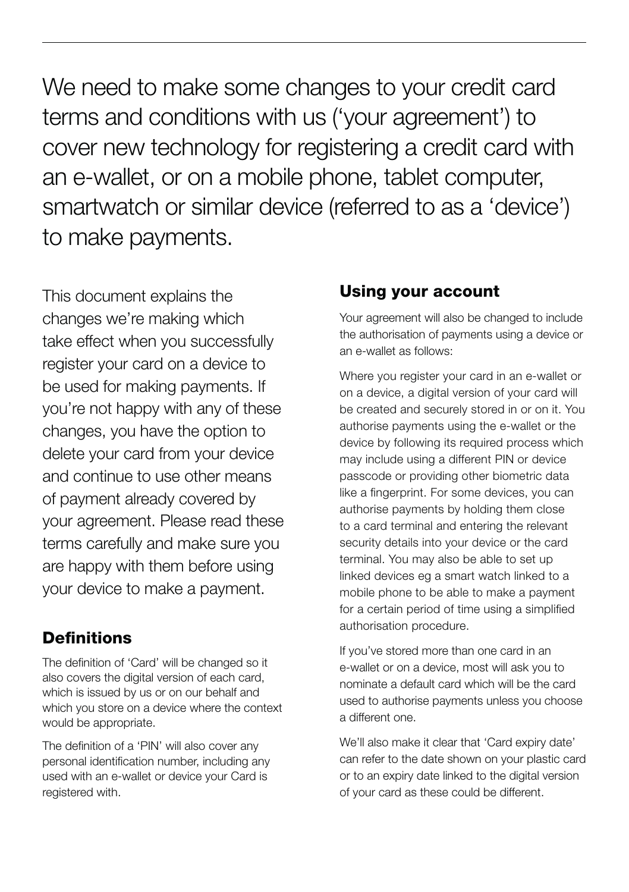We need to make some changes to your credit card terms and conditions with us ('your agreement') to cover new technology for registering a credit card with an e-wallet, or on a mobile phone, tablet computer, smartwatch or similar device (referred to as a 'device') to make payments.

This document explains the changes we're making which take effect when you successfully register your card on a device to be used for making payments. If you're not happy with any of these changes, you have the option to delete your card from your device and continue to use other means of payment already covered by your agreement. Please read these terms carefully and make sure you are happy with them before using your device to make a payment.

## Definitions

The definition of 'Card' will be changed so it also covers the digital version of each card, which is issued by us or on our behalf and which you store on a device where the context would be appropriate.

The definition of a 'PIN' will also cover any personal identification number, including any used with an e-wallet or device your Card is registered with.

## Using your account

Your agreement will also be changed to include the authorisation of payments using a device or an e-wallet as follows:

Where you register your card in an e-wallet or on a device, a digital version of your card will be created and securely stored in or on it. You authorise payments using the e-wallet or the device by following its required process which may include using a different PIN or device passcode or providing other biometric data like a fingerprint. For some devices, you can authorise payments by holding them close to a card terminal and entering the relevant security details into your device or the card terminal. You may also be able to set up linked devices eg a smart watch linked to a mobile phone to be able to make a payment for a certain period of time using a simplified authorisation procedure.

If you've stored more than one card in an e-wallet or on a device, most will ask you to nominate a default card which will be the card used to authorise payments unless you choose a different one.

We'll also make it clear that 'Card expiry date' can refer to the date shown on your plastic card or to an expiry date linked to the digital version of your card as these could be different.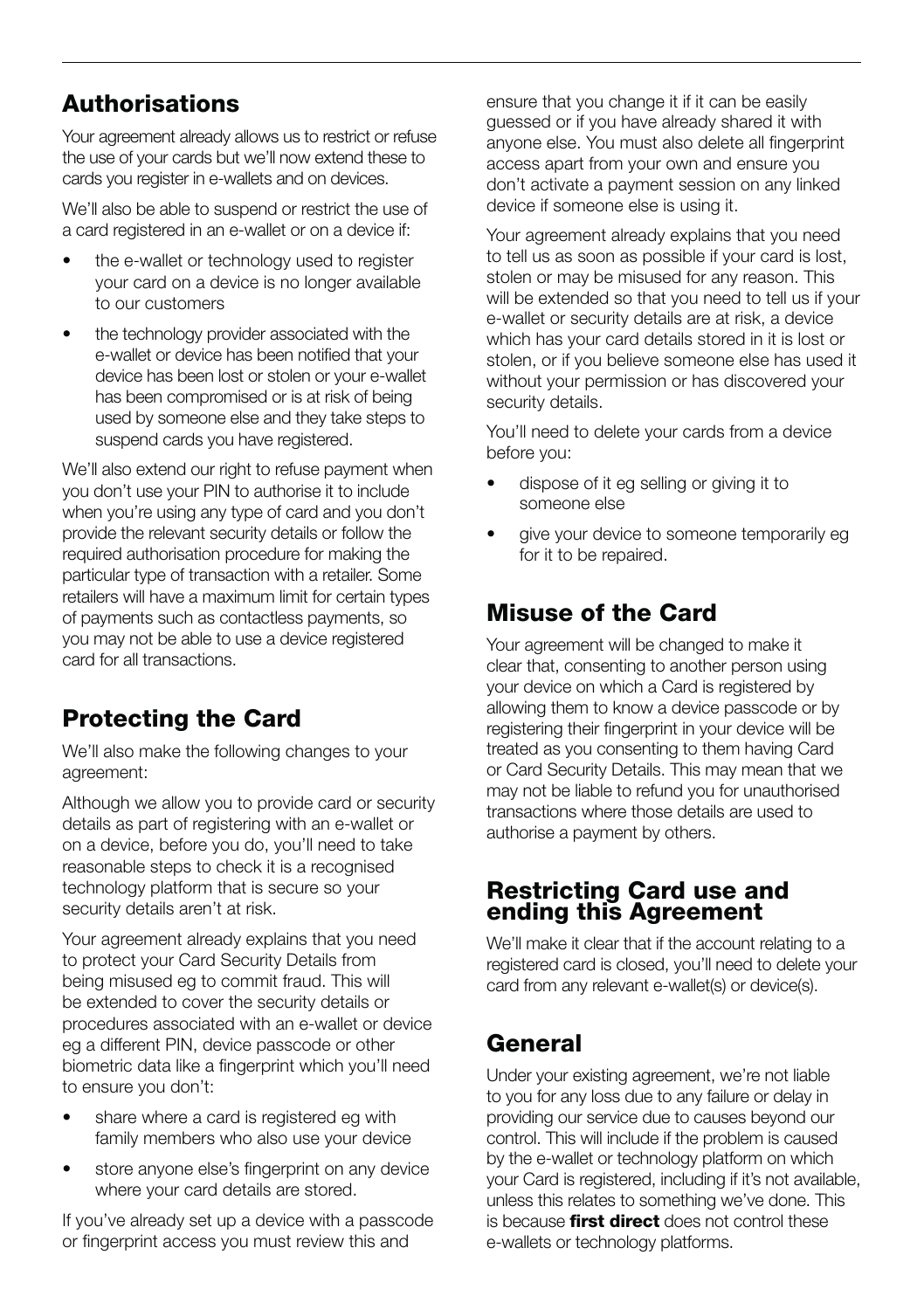## Authorisations

Your agreement already allows us to restrict or refuse the use of your cards but we'll now extend these to cards you register in e-wallets and on devices.

We'll also be able to suspend or restrict the use of a card registered in an e-wallet or on a device if:

- the e-wallet or technology used to register your card on a device is no longer available to our customers
- the technology provider associated with the e-wallet or device has been notified that your device has been lost or stolen or your e-wallet has been compromised or is at risk of being used by someone else and they take steps to suspend cards you have registered.

We'll also extend our right to refuse payment when you don't use your PIN to authorise it to include when you're using any type of card and you don't provide the relevant security details or follow the required authorisation procedure for making the particular type of transaction with a retailer. Some retailers will have a maximum limit for certain types of payments such as contactless payments, so you may not be able to use a device registered card for all transactions.

## Protecting the Card

We'll also make the following changes to your agreement:

Although we allow you to provide card or security details as part of registering with an e-wallet or on a device, before you do, you'll need to take reasonable steps to check it is a recognised technology platform that is secure so your security details aren't at risk.

Your agreement already explains that you need to protect your Card Security Details from being misused eg to commit fraud. This will be extended to cover the security details or procedures associated with an e-wallet or device eg a different PIN, device passcode or other biometric data like a fingerprint which you'll need to ensure you don't:

- share where a card is registered eg with family members who also use your device
- store anyone else's fingerprint on any device where your card details are stored.

If you've already set up a device with a passcode or fingerprint access you must review this and ensure that you change it if it can be easily guessed or if you have already shared it with anyone else. You must also delete all fingerprint access apart from your own and ensure you don't activate a payment session on any linked device if someone else is using it.

Your agreement already explains that you need to tell us as soon as possible if your card is lost, stolen or may be misused for any reason. This will be extended so that you need to tell us if your e-wallet or security details are at risk, a device which has your card details stored in it is lost or stolen, or if you believe someone else has used it without your permission or has discovered your security details.

You'll need to delete your cards from a device before you:

- dispose of it eg selling or giving it to someone else
- give your device to someone temporarily eg for it to be repaired.

## Misuse of the Card

Your agreement will be changed to make it clear that, consenting to another person using your device on which a Card is registered by allowing them to know a device passcode or by registering their fingerprint in your device will be treated as you consenting to them having Card or Card Security Details. This may mean that we may not be liable to refund you for unauthorised transactions where those details are used to authorise a payment by others.

## Restricting Card use and ending this Agreement

We'll make it clear that if the account relating to a registered card is closed, you'll need to delete your card from any relevant e-wallet(s) or device(s).

## General

Under your existing agreement, we're not liable to you for any loss due to any failure or delay in providing our service due to causes beyond our control. This will include if the problem is caused by the e-wallet or technology platform on which your Card is registered, including if it's not available, unless this relates to something we've done. This is because **first direct** does not control these e-wallets or technology platforms.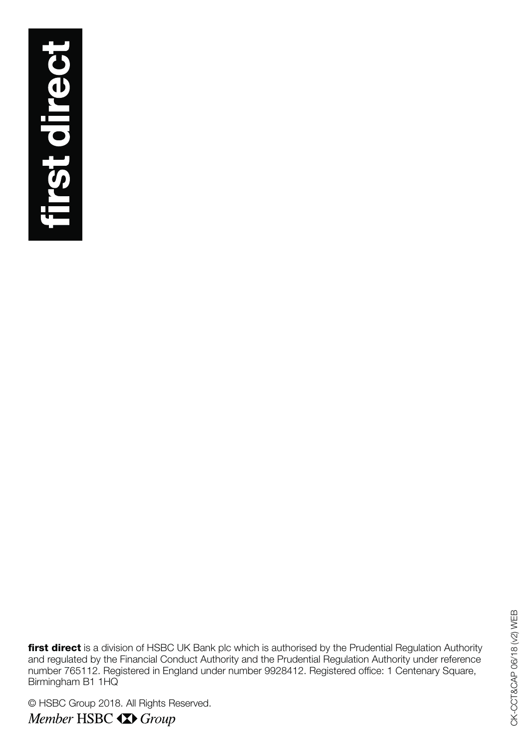**first direct**

**first direct** is a division of HSBC UK Bank plc which is authorised by the Prudential Regulation Authority and regulated by the Financial Conduct Authority and the Prudential Regulation Authority under reference number 765112. Registered in England under number 9928412. Registered office: 1 Centenary Square, Birmingham B1 1HQ

© HSBC Group 2018. All Rights Reserved.

*Member* HSBC *Group*

CK-CCT&CAP 06/18 (v2) WEB